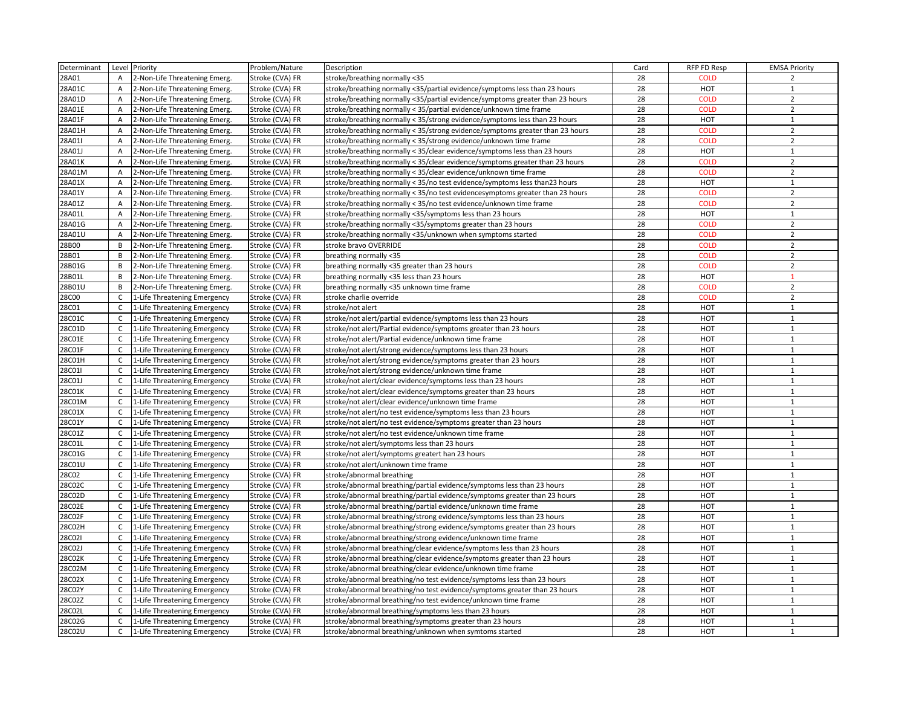| Determinant | Level | Priority | Problem/Nature | Description | Card | RFP FD Resp | EMSA Priority |
|---|---|---|---|---|---|---|---|
| 28A01 | A | 2-Non-Life Threatening Emerg. | Stroke (CVA) FR | stroke/breathing normally <35 | 28 | COLD | 2 |
| 28A01C | A | 2-Non-Life Threatening Emerg. | Stroke (CVA) FR | stroke/breathing normally <35/partial evidence/symptoms less than 23 hours | 28 | HOT | 1 |
| 28A01D | A | 2-Non-Life Threatening Emerg. | Stroke (CVA) FR | stroke/breathing normally <35/partial evidence/symptoms greater than 23 hours | 28 | COLD | 2 |
| 28A01E | A | 2-Non-Life Threatening Emerg. | Stroke (CVA) FR | stroke/breathing normally < 35/partial evidence/unknown time frame | 28 | COLD | 2 |
| 28A01F | A | 2-Non-Life Threatening Emerg. | Stroke (CVA) FR | stroke/breathing normally < 35/strong evidence/symptoms less than 23 hours | 28 | HOT | 1 |
| 28A01H | A | 2-Non-Life Threatening Emerg. | Stroke (CVA) FR | stroke/breathing normally < 35/strong evidence/symptoms greater than 23 hours | 28 | COLD | 2 |
| 28A01I | A | 2-Non-Life Threatening Emerg. | Stroke (CVA) FR | stroke/breathing normally < 35/strong evidence/unknown time frame | 28 | COLD | 2 |
| 28A01J | A | 2-Non-Life Threatening Emerg. | Stroke (CVA) FR | stroke/breathing normally < 35/clear evidence/symptoms less than 23 hours | 28 | HOT | 1 |
| 28A01K | A | 2-Non-Life Threatening Emerg. | Stroke (CVA) FR | stroke/breathing normally < 35/clear evidence/symptoms greater than 23 hours | 28 | COLD | 2 |
| 28A01M | A | 2-Non-Life Threatening Emerg. | Stroke (CVA) FR | stroke/breathing normally < 35/clear evidence/unknown time frame | 28 | COLD | 2 |
| 28A01X | A | 2-Non-Life Threatening Emerg. | Stroke (CVA) FR | stroke/breathing normally < 35/no test evidence/symptoms less than23 hours | 28 | HOT | 1 |
| 28A01Y | A | 2-Non-Life Threatening Emerg. | Stroke (CVA) FR | stroke/breathing normally < 35/no test evidencesymptoms greater than 23 hours | 28 | COLD | 2 |
| 28A01Z | A | 2-Non-Life Threatening Emerg. | Stroke (CVA) FR | stroke/breathing normally < 35/no test evidence/unknown time frame | 28 | COLD | 2 |
| 28A01L | A | 2-Non-Life Threatening Emerg. | Stroke (CVA) FR | stroke/breathing normally <35/symptoms less than 23 hours | 28 | HOT | 1 |
| 28A01G | A | 2-Non-Life Threatening Emerg. | Stroke (CVA) FR | stroke/breathing normally <35/symptoms greater than 23 hours | 28 | COLD | 2 |
| 28A01U | A | 2-Non-Life Threatening Emerg. | Stroke (CVA) FR | stroke/breathing normally <35/unknown when symptoms started | 28 | COLD | 2 |
| 28B00 | B | 2-Non-Life Threatening Emerg. | Stroke (CVA) FR | stroke bravo OVERRIDE | 28 | COLD | 2 |
| 28B01 | B | 2-Non-Life Threatening Emerg. | Stroke (CVA) FR | breathing normally <35 | 28 | COLD | 2 |
| 28B01G | B | 2-Non-Life Threatening Emerg. | Stroke (CVA) FR | breathing normally <35 greater than 23 hours | 28 | COLD | 2 |
| 28B01L | B | 2-Non-Life Threatening Emerg. | Stroke (CVA) FR | breathing normally <35 less than 23 hours | 28 | HOT | 1 |
| 28B01U | B | 2-Non-Life Threatening Emerg. | Stroke (CVA) FR | breathing normally <35 unknown time frame | 28 | COLD | 2 |
| 28C00 | C | 1-Life Threatening Emergency | Stroke (CVA) FR | stroke charlie override | 28 | COLD | 2 |
| 28C01 | C | 1-Life Threatening Emergency | Stroke (CVA) FR | stroke/not alert | 28 | HOT | 1 |
| 28C01C | C | 1-Life Threatening Emergency | Stroke (CVA) FR | stroke/not alert/partial evidence/symptoms less than 23 hours | 28 | HOT | 1 |
| 28C01D | C | 1-Life Threatening Emergency | Stroke (CVA) FR | stroke/not alert/Partial evidence/symptoms greater than 23 hours | 28 | HOT | 1 |
| 28C01E | C | 1-Life Threatening Emergency | Stroke (CVA) FR | stroke/not alert/Partial evidence/unknown time frame | 28 | HOT | 1 |
| 28C01F | C | 1-Life Threatening Emergency | Stroke (CVA) FR | stroke/not alert/strong evidence/symptoms less than 23 hours | 28 | HOT | 1 |
| 28C01H | C | 1-Life Threatening Emergency | Stroke (CVA) FR | stroke/not alert/strong evidence/symptoms greater than 23 hours | 28 | HOT | 1 |
| 28C01I | C | 1-Life Threatening Emergency | Stroke (CVA) FR | stroke/not alert/strong evidence/unknown time frame | 28 | HOT | 1 |
| 28C01J | C | 1-Life Threatening Emergency | Stroke (CVA) FR | stroke/not alert/clear evidence/symptoms less than 23 hours | 28 | HOT | 1 |
| 28C01K | C | 1-Life Threatening Emergency | Stroke (CVA) FR | stroke/not alert/clear evidence/symptoms greater than 23 hours | 28 | HOT | 1 |
| 28C01M | C | 1-Life Threatening Emergency | Stroke (CVA) FR | stroke/not alert/clear evidence/unknown time frame | 28 | HOT | 1 |
| 28C01X | C | 1-Life Threatening Emergency | Stroke (CVA) FR | stroke/not alert/no test evidence/symptoms less than 23 hours | 28 | HOT | 1 |
| 28C01Y | C | 1-Life Threatening Emergency | Stroke (CVA) FR | stroke/not alert/no test evidence/symptoms greater than 23 hours | 28 | HOT | 1 |
| 28C01Z | C | 1-Life Threatening Emergency | Stroke (CVA) FR | stroke/not alert/no test evidence/unknown time frame | 28 | HOT | 1 |
| 28C01L | C | 1-Life Threatening Emergency | Stroke (CVA) FR | stroke/not alert/symptoms less than 23 hours | 28 | HOT | 1 |
| 28C01G | C | 1-Life Threatening Emergency | Stroke (CVA) FR | stroke/not alert/symptoms greatert han 23 hours | 28 | HOT | 1 |
| 28C01U | C | 1-Life Threatening Emergency | Stroke (CVA) FR | stroke/not alert/unknown time frame | 28 | HOT | 1 |
| 28C02 | C | 1-Life Threatening Emergency | Stroke (CVA) FR | stroke/abnormal breathing | 28 | HOT | 1 |
| 28C02C | C | 1-Life Threatening Emergency | Stroke (CVA) FR | stroke/abnormal breathing/partial evidence/symptoms less than 23 hours | 28 | HOT | 1 |
| 28C02D | C | 1-Life Threatening Emergency | Stroke (CVA) FR | stroke/abnormal breathing/partial evidence/symptoms greater than 23 hours | 28 | HOT | 1 |
| 28C02E | C | 1-Life Threatening Emergency | Stroke (CVA) FR | stroke/abnormal breathing/partial evidence/unknown time frame | 28 | HOT | 1 |
| 28C02F | C | 1-Life Threatening Emergency | Stroke (CVA) FR | stroke/abnormal breathing/strong evidence/symptoms less than 23 hours | 28 | HOT | 1 |
| 28C02H | C | 1-Life Threatening Emergency | Stroke (CVA) FR | stroke/abnormal breathing/strong evidence/symptoms greater than 23 hours | 28 | HOT | 1 |
| 28C02I | C | 1-Life Threatening Emergency | Stroke (CVA) FR | stroke/abnormal breathing/strong evidence/unknown time frame | 28 | HOT | 1 |
| 28C02J | C | 1-Life Threatening Emergency | Stroke (CVA) FR | stroke/abnormal breathing/clear evidence/symptoms less than 23 hours | 28 | HOT | 1 |
| 28C02K | C | 1-Life Threatening Emergency | Stroke (CVA) FR | stroke/abnormal breathing/clear evidence/symptoms greater than 23 hours | 28 | HOT | 1 |
| 28C02M | C | 1-Life Threatening Emergency | Stroke (CVA) FR | stroke/abnormal breathing/clear evidence/unknown time frame | 28 | HOT | 1 |
| 28C02X | C | 1-Life Threatening Emergency | Stroke (CVA) FR | stroke/abnormal breathing/no test evidence/symptoms less than 23 hours | 28 | HOT | 1 |
| 28C02Y | C | 1-Life Threatening Emergency | Stroke (CVA) FR | stroke/abnormal breathing/no test evidence/symptoms greater than 23 hours | 28 | HOT | 1 |
| 28C02Z | C | 1-Life Threatening Emergency | Stroke (CVA) FR | stroke/abnormal breathing/no test evidence/unknown time frame | 28 | HOT | 1 |
| 28C02L | C | 1-Life Threatening Emergency | Stroke (CVA) FR | stroke/abnormal breathing/symptoms less than 23 hours | 28 | HOT | 1 |
| 28C02G | C | 1-Life Threatening Emergency | Stroke (CVA) FR | stroke/abnormal breathing/symptoms greater than 23 hours | 28 | HOT | 1 |
| 28C02U | C | 1-Life Threatening Emergency | Stroke (CVA) FR | stroke/abnormal breathing/unknown when symtoms started | 28 | HOT | 1 |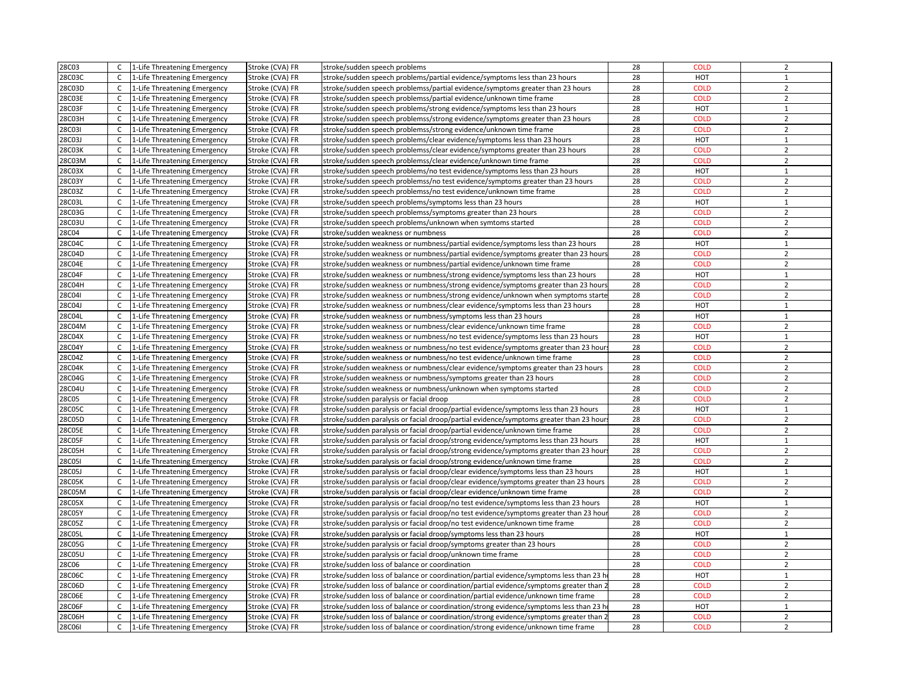| 28C03 | C | 1-Life Threatening Emergency | Stroke (CVA) FR | stroke/sudden speech problems | 28 | COLD | 2 |
|---|---|---|---|---|---|---|---|
| 28C03C | C | 1-Life Threatening Emergency | Stroke (CVA) FR | stroke/sudden speech problems/partial evidence/symptoms less than 23 hours | 28 | HOT | 1 |
| 28C03D | C | 1-Life Threatening Emergency | Stroke (CVA) FR | stroke/sudden speech problemss/partial evidence/symptoms greater than 23 hours | 28 | COLD | 2 |
| 28C03E | C | 1-Life Threatening Emergency | Stroke (CVA) FR | stroke/sudden speech problemss/partial evidence/unknown time frame | 28 | COLD | 2 |
| 28C03F | C | 1-Life Threatening Emergency | Stroke (CVA) FR | stroke/sudden speech problems/strong evidence/symptoms less than 23 hours | 28 | HOT | 1 |
| 28C03H | C | 1-Life Threatening Emergency | Stroke (CVA) FR | stroke/sudden speech problemss/strong evidence/symptoms greater than 23 hours | 28 | COLD | 2 |
| 28C03I | C | 1-Life Threatening Emergency | Stroke (CVA) FR | stroke/sudden speech problemss/strong evidence/unknown time frame | 28 | COLD | 2 |
| 28C03J | C | 1-Life Threatening Emergency | Stroke (CVA) FR | stroke/sudden speech problems/clear evidence/symptoms less than 23 hours | 28 | HOT | 1 |
| 28C03K | C | 1-Life Threatening Emergency | Stroke (CVA) FR | stroke/sudden speech problemss/clear evidence/symptoms greater than 23 hours | 28 | COLD | 2 |
| 28C03M | C | 1-Life Threatening Emergency | Stroke (CVA) FR | stroke/sudden speech problemss/clear evidence/unknown time frame | 28 | COLD | 2 |
| 28C03X | C | 1-Life Threatening Emergency | Stroke (CVA) FR | stroke/sudden speech problems/no test evidence/symptoms less than 23 hours | 28 | HOT | 1 |
| 28C03Y | C | 1-Life Threatening Emergency | Stroke (CVA) FR | stroke/sudden speech problemss/no test evidence/symptoms greater than 23 hours | 28 | COLD | 2 |
| 28C03Z | C | 1-Life Threatening Emergency | Stroke (CVA) FR | stroke/sudden speech problemss/no test evidence/unknown time frame | 28 | COLD | 2 |
| 28C03L | C | 1-Life Threatening Emergency | Stroke (CVA) FR | stroke/sudden speech problems/symptoms less than 23 hours | 28 | HOT | 1 |
| 28C03G | C | 1-Life Threatening Emergency | Stroke (CVA) FR | stroke/sudden speech problemss/symptoms greater than 23 hours | 28 | COLD | 2 |
| 28C03U | C | 1-Life Threatening Emergency | Stroke (CVA) FR | stroke/sudden speech problems/unknown when symtoms started | 28 | COLD | 2 |
| 28C04 | C | 1-Life Threatening Emergency | Stroke (CVA) FR | stroke/sudden weakness or numbness | 28 | COLD | 2 |
| 28C04C | C | 1-Life Threatening Emergency | Stroke (CVA) FR | stroke/sudden weakness or numbness/partial evidence/symptoms less than 23 hours | 28 | HOT | 1 |
| 28C04D | C | 1-Life Threatening Emergency | Stroke (CVA) FR | stroke/sudden weakness or numbness/partial evidence/symptoms greater than 23 hours | 28 | COLD | 2 |
| 28C04E | C | 1-Life Threatening Emergency | Stroke (CVA) FR | stroke/sudden weakness or numbness/partial evidence/unknown time frame | 28 | COLD | 2 |
| 28C04F | C | 1-Life Threatening Emergency | Stroke (CVA) FR | stroke/sudden weakness or numbness/strong evidence/symptoms less than 23 hours | 28 | HOT | 1 |
| 28C04H | C | 1-Life Threatening Emergency | Stroke (CVA) FR | stroke/sudden weakness or numbness/strong evidence/symptoms greater than 23 hours | 28 | COLD | 2 |
| 28C04I | C | 1-Life Threatening Emergency | Stroke (CVA) FR | stroke/sudden weakness or numbness/strong evidence/unknown when symptoms starte | 28 | COLD | 2 |
| 28C04J | C | 1-Life Threatening Emergency | Stroke (CVA) FR | stroke/sudden weakness or numbness/clear evidence/symptoms less than 23 hours | 28 | HOT | 1 |
| 28C04L | C | 1-Life Threatening Emergency | Stroke (CVA) FR | stroke/sudden weakness or numbness/symptoms less than 23 hours | 28 | HOT | 1 |
| 28C04M | C | 1-Life Threatening Emergency | Stroke (CVA) FR | stroke/sudden weakness or numbness/clear evidence/unknown time frame | 28 | COLD | 2 |
| 28C04X | C | 1-Life Threatening Emergency | Stroke (CVA) FR | stroke/sudden weakness or numbness/no test evidence/symptoms less than 23 hours | 28 | HOT | 1 |
| 28C04Y | C | 1-Life Threatening Emergency | Stroke (CVA) FR | stroke/sudden weakness or numbness/no test evidence/symptoms greater than 23 hours | 28 | COLD | 2 |
| 28C04Z | C | 1-Life Threatening Emergency | Stroke (CVA) FR | stroke/sudden weakness or numbness/no test evidence/unknown time frame | 28 | COLD | 2 |
| 28C04K | C | 1-Life Threatening Emergency | Stroke (CVA) FR | stroke/sudden weakness or numbness/clear evidence/symptoms greater than 23 hours | 28 | COLD | 2 |
| 28C04G | C | 1-Life Threatening Emergency | Stroke (CVA) FR | stroke/sudden weakness or numbness/symptoms greater than 23 hours | 28 | COLD | 2 |
| 28C04U | C | 1-Life Threatening Emergency | Stroke (CVA) FR | stroke/sudden weakness or numbness/unknown when symptoms started | 28 | COLD | 2 |
| 28C05 | C | 1-Life Threatening Emergency | Stroke (CVA) FR | stroke/sudden paralysis or facial droop | 28 | COLD | 2 |
| 28C05C | C | 1-Life Threatening Emergency | Stroke (CVA) FR | stroke/sudden paralysis or facial droop/partial evidence/symptoms less than 23 hours | 28 | HOT | 1 |
| 28C05D | C | 1-Life Threatening Emergency | Stroke (CVA) FR | stroke/sudden paralysis or facial droop/partial evidence/symptoms greater than 23 hours | 28 | COLD | 2 |
| 28C05E | C | 1-Life Threatening Emergency | Stroke (CVA) FR | stroke/sudden paralysis or facial droop/partial evidence/unknown time frame | 28 | COLD | 2 |
| 28C05F | C | 1-Life Threatening Emergency | Stroke (CVA) FR | stroke/sudden paralysis or facial droop/strong evidence/symptoms less than 23 hours | 28 | HOT | 1 |
| 28C05H | C | 1-Life Threatening Emergency | Stroke (CVA) FR | stroke/sudden paralysis or facial droop/strong evidence/symptoms greater than 23 hours | 28 | COLD | 2 |
| 28C05I | C | 1-Life Threatening Emergency | Stroke (CVA) FR | stroke/sudden paralysis or facial droop/strong evidence/unknown time frame | 28 | COLD | 2 |
| 28C05J | C | 1-Life Threatening Emergency | Stroke (CVA) FR | stroke/sudden paralysis or facial droop/clear evidence/symptoms less than 23 hours | 28 | HOT | 1 |
| 28C05K | C | 1-Life Threatening Emergency | Stroke (CVA) FR | stroke/sudden paralysis or facial droop/clear evidence/symptoms greater than 23 hours | 28 | COLD | 2 |
| 28C05M | C | 1-Life Threatening Emergency | Stroke (CVA) FR | stroke/sudden paralysis or facial droop/clear evidence/unknown time frame | 28 | COLD | 2 |
| 28C05X | C | 1-Life Threatening Emergency | Stroke (CVA) FR | stroke/sudden paralysis or facial droop/no test evidence/symptoms less than 23 hours | 28 | HOT | 1 |
| 28C05Y | C | 1-Life Threatening Emergency | Stroke (CVA) FR | stroke/sudden paralysis or facial droop/no test evidence/symptoms greater than 23 hour | 28 | COLD | 2 |
| 28C05Z | C | 1-Life Threatening Emergency | Stroke (CVA) FR | stroke/sudden paralysis or facial droop/no test evidence/unknown time frame | 28 | COLD | 2 |
| 28C05L | C | 1-Life Threatening Emergency | Stroke (CVA) FR | stroke/sudden paralysis or facial droop/symptoms less than 23 hours | 28 | HOT | 1 |
| 28C05G | C | 1-Life Threatening Emergency | Stroke (CVA) FR | stroke/sudden paralysis or facial droop/symptoms greater than 23 hours | 28 | COLD | 2 |
| 28C05U | C | 1-Life Threatening Emergency | Stroke (CVA) FR | stroke/sudden paralysis or facial droop/unknown time frame | 28 | COLD | 2 |
| 28C06 | C | 1-Life Threatening Emergency | Stroke (CVA) FR | stroke/sudden loss of balance or coordination | 28 | COLD | 2 |
| 28C06C | C | 1-Life Threatening Emergency | Stroke (CVA) FR | stroke/sudden loss of balance or coordination/partial evidence/symptoms less than 23 h | 28 | HOT | 1 |
| 28C06D | C | 1-Life Threatening Emergency | Stroke (CVA) FR | stroke/sudden loss of balance or coordination/partial evidence/symptoms greater than 2 | 28 | COLD | 2 |
| 28C06E | C | 1-Life Threatening Emergency | Stroke (CVA) FR | stroke/sudden loss of balance or coordination/partial evidence/unknown time frame | 28 | COLD | 2 |
| 28C06F | C | 1-Life Threatening Emergency | Stroke (CVA) FR | stroke/sudden loss of balance or coordination/strong evidence/symptoms less than 23 h | 28 | HOT | 1 |
| 28C06H | C | 1-Life Threatening Emergency | Stroke (CVA) FR | stroke/sudden loss of balance or coordination/strong evidence/symptoms greater than 2 | 28 | COLD | 2 |
| 28C06I | C | 1-Life Threatening Emergency | Stroke (CVA) FR | stroke/sudden loss of balance or coordination/strong evidence/unknown time frame | 28 | COLD | 2 |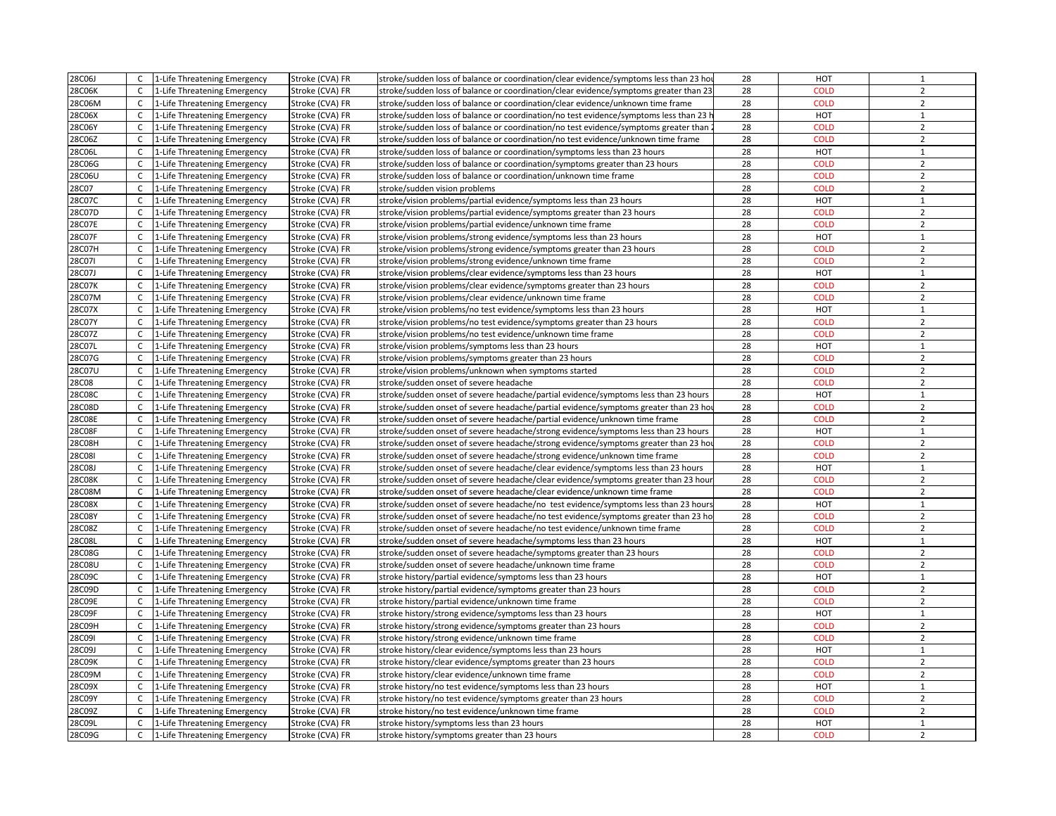| | | | | | | | |
|---|---|---|---|---|---|---|---|
| 28C06J | C | 1-Life Threatening Emergency | Stroke (CVA) FR | stroke/sudden loss of balance or coordination/clear evidence/symptoms less than 23 hou | 28 | HOT | 1 |
| 28C06K | C | 1-Life Threatening Emergency | Stroke (CVA) FR | stroke/sudden loss of balance or coordination/clear evidence/symptoms greater than 23 | 28 | COLD | 2 |
| 28C06M | C | 1-Life Threatening Emergency | Stroke (CVA) FR | stroke/sudden loss of balance or coordination/clear evidence/unknown time frame | 28 | COLD | 2 |
| 28C06X | C | 1-Life Threatening Emergency | Stroke (CVA) FR | stroke/sudden loss of balance or coordination/no test evidence/symptoms less than 23 h | 28 | HOT | 1 |
| 28C06Y | C | 1-Life Threatening Emergency | Stroke (CVA) FR | stroke/sudden loss of balance or coordination/no test evidence/symptoms greater than 2 | 28 | COLD | 2 |
| 28C06Z | C | 1-Life Threatening Emergency | Stroke (CVA) FR | stroke/sudden loss of balance or coordination/no test evidence/unknown time frame | 28 | COLD | 2 |
| 28C06L | C | 1-Life Threatening Emergency | Stroke (CVA) FR | stroke/sudden loss of balance or coordination/symptoms less than 23 hours | 28 | HOT | 1 |
| 28C06G | C | 1-Life Threatening Emergency | Stroke (CVA) FR | stroke/sudden loss of balance or coordination/symptoms greater than 23 hours | 28 | COLD | 2 |
| 28C06U | C | 1-Life Threatening Emergency | Stroke (CVA) FR | stroke/sudden loss of balance or coordination/unknown time frame | 28 | COLD | 2 |
| 28C07 | C | 1-Life Threatening Emergency | Stroke (CVA) FR | stroke/sudden vision problems | 28 | COLD | 2 |
| 28C07C | C | 1-Life Threatening Emergency | Stroke (CVA) FR | stroke/vision problems/partial evidence/symptoms less than 23 hours | 28 | HOT | 1 |
| 28C07D | C | 1-Life Threatening Emergency | Stroke (CVA) FR | stroke/vision problems/partial evidence/symptoms greater than 23 hours | 28 | COLD | 2 |
| 28C07E | C | 1-Life Threatening Emergency | Stroke (CVA) FR | stroke/vision problems/partial evidence/unknown time frame | 28 | COLD | 2 |
| 28C07F | C | 1-Life Threatening Emergency | Stroke (CVA) FR | stroke/vision problems/strong evidence/symptoms less than 23 hours | 28 | HOT | 1 |
| 28C07H | C | 1-Life Threatening Emergency | Stroke (CVA) FR | stroke/vision problems/strong evidence/symptoms greater than 23 hours | 28 | COLD | 2 |
| 28C07I | C | 1-Life Threatening Emergency | Stroke (CVA) FR | stroke/vision problems/strong evidence/unknown time frame | 28 | COLD | 2 |
| 28C07J | C | 1-Life Threatening Emergency | Stroke (CVA) FR | stroke/vision problems/clear evidence/symptoms less than 23 hours | 28 | HOT | 1 |
| 28C07K | C | 1-Life Threatening Emergency | Stroke (CVA) FR | stroke/vision problems/clear evidence/symptoms greater than 23 hours | 28 | COLD | 2 |
| 28C07M | C | 1-Life Threatening Emergency | Stroke (CVA) FR | stroke/vision problems/clear evidence/unknown time frame | 28 | COLD | 2 |
| 28C07X | C | 1-Life Threatening Emergency | Stroke (CVA) FR | stroke/vision problems/no test evidence/symptoms less than 23 hours | 28 | HOT | 1 |
| 28C07Y | C | 1-Life Threatening Emergency | Stroke (CVA) FR | stroke/vision problems/no test evidence/symptoms greater than 23 hours | 28 | COLD | 2 |
| 28C07Z | C | 1-Life Threatening Emergency | Stroke (CVA) FR | stroke/vision problems/no test evidence/unknown time frame | 28 | COLD | 2 |
| 28C07L | C | 1-Life Threatening Emergency | Stroke (CVA) FR | stroke/vision problems/symptoms less than 23 hours | 28 | HOT | 1 |
| 28C07G | C | 1-Life Threatening Emergency | Stroke (CVA) FR | stroke/vision problems/symptoms greater than 23 hours | 28 | COLD | 2 |
| 28C07U | C | 1-Life Threatening Emergency | Stroke (CVA) FR | stroke/vision problems/unknown when symptoms started | 28 | COLD | 2 |
| 28C08 | C | 1-Life Threatening Emergency | Stroke (CVA) FR | stroke/sudden onset of severe headache | 28 | COLD | 2 |
| 28C08C | C | 1-Life Threatening Emergency | Stroke (CVA) FR | stroke/sudden onset of severe headache/partial evidence/symptoms less than 23 hours | 28 | HOT | 1 |
| 28C08D | C | 1-Life Threatening Emergency | Stroke (CVA) FR | stroke/sudden onset of severe headache/partial evidence/symptoms greater than 23 hou | 28 | COLD | 2 |
| 28C08E | C | 1-Life Threatening Emergency | Stroke (CVA) FR | stroke/sudden onset of severe headache/partial evidence/unknown time frame | 28 | COLD | 2 |
| 28C08F | C | 1-Life Threatening Emergency | Stroke (CVA) FR | stroke/sudden onset of severe headache/strong evidence/symptoms less than 23 hours | 28 | HOT | 1 |
| 28C08H | C | 1-Life Threatening Emergency | Stroke (CVA) FR | stroke/sudden onset of severe headache/strong evidence/symptoms greater than 23 hou | 28 | COLD | 2 |
| 28C08I | C | 1-Life Threatening Emergency | Stroke (CVA) FR | stroke/sudden onset of severe headache/strong evidence/unknown time frame | 28 | COLD | 2 |
| 28C08J | C | 1-Life Threatening Emergency | Stroke (CVA) FR | stroke/sudden onset of severe headache/clear evidence/symptoms less than 23 hours | 28 | HOT | 1 |
| 28C08K | C | 1-Life Threatening Emergency | Stroke (CVA) FR | stroke/sudden onset of severe headache/clear evidence/symptoms greater than 23 hour | 28 | COLD | 2 |
| 28C08M | C | 1-Life Threatening Emergency | Stroke (CVA) FR | stroke/sudden onset of severe headache/clear evidence/unknown time frame | 28 | COLD | 2 |
| 28C08X | C | 1-Life Threatening Emergency | Stroke (CVA) FR | stroke/sudden onset of severe headache/no test evidence/symptoms less than 23 hours | 28 | HOT | 1 |
| 28C08Y | C | 1-Life Threatening Emergency | Stroke (CVA) FR | stroke/sudden onset of severe headache/no test evidence/symptoms greater than 23 ho | 28 | COLD | 2 |
| 28C08Z | C | 1-Life Threatening Emergency | Stroke (CVA) FR | stroke/sudden onset of severe headache/no test evidence/unknown time frame | 28 | COLD | 2 |
| 28C08L | C | 1-Life Threatening Emergency | Stroke (CVA) FR | stroke/sudden onset of severe headache/symptoms less than 23 hours | 28 | HOT | 1 |
| 28C08G | C | 1-Life Threatening Emergency | Stroke (CVA) FR | stroke/sudden onset of severe headache/symptoms greater than 23 hours | 28 | COLD | 2 |
| 28C08U | C | 1-Life Threatening Emergency | Stroke (CVA) FR | stroke/sudden onset of severe headache/unknown time frame | 28 | COLD | 2 |
| 28C09C | C | 1-Life Threatening Emergency | Stroke (CVA) FR | stroke history/partial evidence/symptoms less than 23 hours | 28 | HOT | 1 |
| 28C09D | C | 1-Life Threatening Emergency | Stroke (CVA) FR | stroke history/partial evidence/symptoms greater than 23 hours | 28 | COLD | 2 |
| 28C09E | C | 1-Life Threatening Emergency | Stroke (CVA) FR | stroke history/partial evidence/unknown time frame | 28 | COLD | 2 |
| 28C09F | C | 1-Life Threatening Emergency | Stroke (CVA) FR | stroke history/strong evidence/symptoms less than 23 hours | 28 | HOT | 1 |
| 28C09H | C | 1-Life Threatening Emergency | Stroke (CVA) FR | stroke history/strong evidence/symptoms greater than 23 hours | 28 | COLD | 2 |
| 28C09I | C | 1-Life Threatening Emergency | Stroke (CVA) FR | stroke history/strong evidence/unknown time frame | 28 | COLD | 2 |
| 28C09J | C | 1-Life Threatening Emergency | Stroke (CVA) FR | stroke history/clear evidence/symptoms less than 23 hours | 28 | HOT | 1 |
| 28C09K | C | 1-Life Threatening Emergency | Stroke (CVA) FR | stroke history/clear evidence/symptoms greater than 23 hours | 28 | COLD | 2 |
| 28C09M | C | 1-Life Threatening Emergency | Stroke (CVA) FR | stroke history/clear evidence/unknown time frame | 28 | COLD | 2 |
| 28C09X | C | 1-Life Threatening Emergency | Stroke (CVA) FR | stroke history/no test evidence/symptoms less than 23 hours | 28 | HOT | 1 |
| 28C09Y | C | 1-Life Threatening Emergency | Stroke (CVA) FR | stroke history/no test evidence/symptoms greater than 23 hours | 28 | COLD | 2 |
| 28C09Z | C | 1-Life Threatening Emergency | Stroke (CVA) FR | stroke history/no test evidence/unknown time frame | 28 | COLD | 2 |
| 28C09L | C | 1-Life Threatening Emergency | Stroke (CVA) FR | stroke history/symptoms less than 23 hours | 28 | HOT | 1 |
| 28C09G | C | 1-Life Threatening Emergency | Stroke (CVA) FR | stroke history/symptoms greater than 23 hours | 28 | COLD | 2 |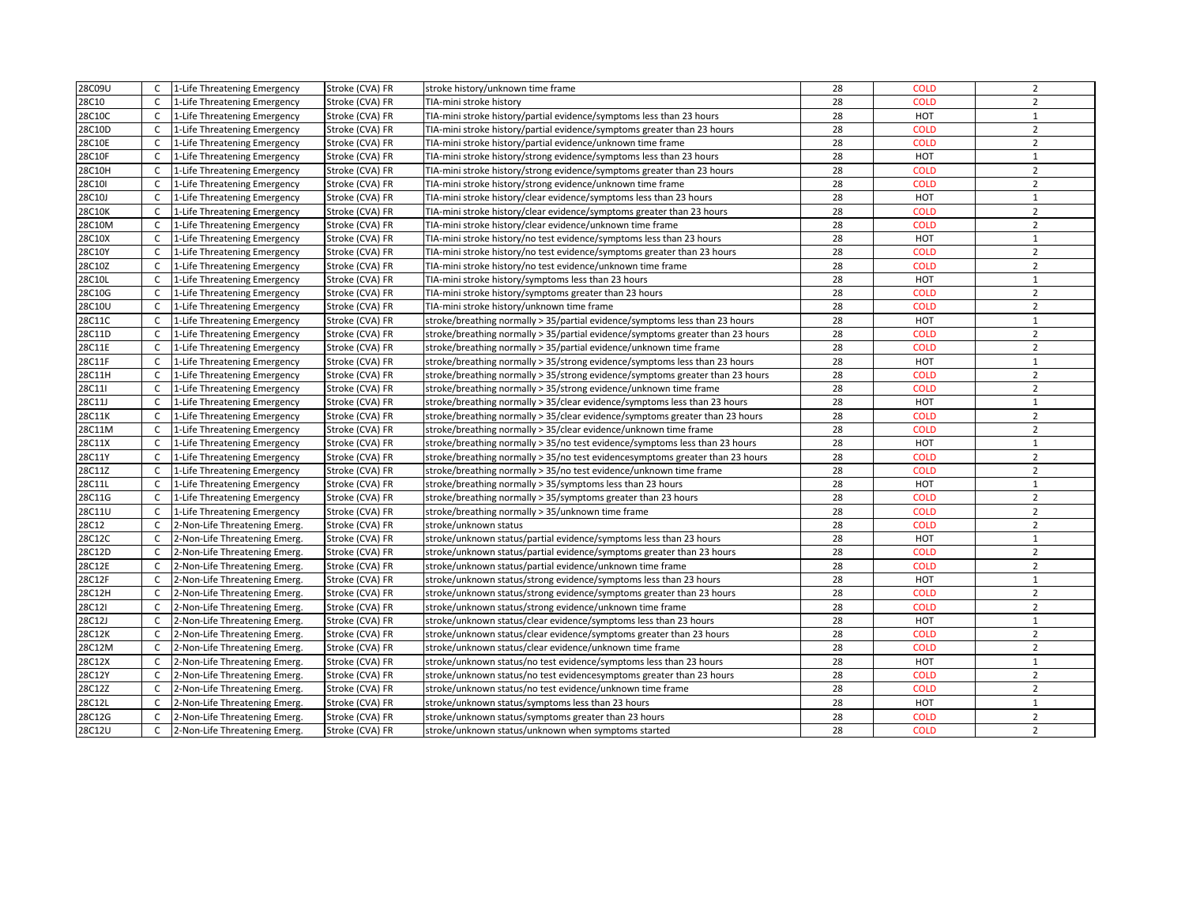| | | | | | | | |
|---|---|---|---|---|---|---|---|
| 28C09U | C | 1-Life Threatening Emergency | Stroke (CVA) FR | stroke history/unknown time frame | 28 | COLD | 2 |
| 28C10 | C | 1-Life Threatening Emergency | Stroke (CVA) FR | TIA-mini stroke history | 28 | COLD | 2 |
| 28C10C | C | 1-Life Threatening Emergency | Stroke (CVA) FR | TIA-mini stroke history/partial evidence/symptoms less than 23 hours | 28 | HOT | 1 |
| 28C10D | C | 1-Life Threatening Emergency | Stroke (CVA) FR | TIA-mini stroke history/partial evidence/symptoms greater than 23 hours | 28 | COLD | 2 |
| 28C10E | C | 1-Life Threatening Emergency | Stroke (CVA) FR | TIA-mini stroke history/partial evidence/unknown time frame | 28 | COLD | 2 |
| 28C10F | C | 1-Life Threatening Emergency | Stroke (CVA) FR | TIA-mini stroke history/strong evidence/symptoms less than 23 hours | 28 | HOT | 1 |
| 28C10H | C | 1-Life Threatening Emergency | Stroke (CVA) FR | TIA-mini stroke history/strong evidence/symptoms greater than 23 hours | 28 | COLD | 2 |
| 28C10I | C | 1-Life Threatening Emergency | Stroke (CVA) FR | TIA-mini stroke history/strong evidence/unknown time frame | 28 | COLD | 2 |
| 28C10J | C | 1-Life Threatening Emergency | Stroke (CVA) FR | TIA-mini stroke history/clear evidence/symptoms less than 23 hours | 28 | HOT | 1 |
| 28C10K | C | 1-Life Threatening Emergency | Stroke (CVA) FR | TIA-mini stroke history/clear evidence/symptoms greater than 23 hours | 28 | COLD | 2 |
| 28C10M | C | 1-Life Threatening Emergency | Stroke (CVA) FR | TIA-mini stroke history/clear evidence/unknown time frame | 28 | COLD | 2 |
| 28C10X | C | 1-Life Threatening Emergency | Stroke (CVA) FR | TIA-mini stroke history/no test evidence/symptoms less than 23 hours | 28 | HOT | 1 |
| 28C10Y | C | 1-Life Threatening Emergency | Stroke (CVA) FR | TIA-mini stroke history/no test evidence/symptoms greater than 23 hours | 28 | COLD | 2 |
| 28C10Z | C | 1-Life Threatening Emergency | Stroke (CVA) FR | TIA-mini stroke history/no test evidence/unknown time frame | 28 | COLD | 2 |
| 28C10L | C | 1-Life Threatening Emergency | Stroke (CVA) FR | TIA-mini stroke history/symptoms less than 23 hours | 28 | HOT | 1 |
| 28C10G | C | 1-Life Threatening Emergency | Stroke (CVA) FR | TIA-mini stroke history/symptoms greater than 23 hours | 28 | COLD | 2 |
| 28C10U | C | 1-Life Threatening Emergency | Stroke (CVA) FR | TIA-mini stroke history/unknown time frame | 28 | COLD | 2 |
| 28C11C | C | 1-Life Threatening Emergency | Stroke (CVA) FR | stroke/breathing normally > 35/partial evidence/symptoms less than 23 hours | 28 | HOT | 1 |
| 28C11D | C | 1-Life Threatening Emergency | Stroke (CVA) FR | stroke/breathing normally > 35/partial evidence/symptoms greater than 23 hours | 28 | COLD | 2 |
| 28C11E | C | 1-Life Threatening Emergency | Stroke (CVA) FR | stroke/breathing normally > 35/partial evidence/unknown time frame | 28 | COLD | 2 |
| 28C11F | C | 1-Life Threatening Emergency | Stroke (CVA) FR | stroke/breathing normally > 35/strong evidence/symptoms less than 23 hours | 28 | HOT | 1 |
| 28C11H | C | 1-Life Threatening Emergency | Stroke (CVA) FR | stroke/breathing normally > 35/strong evidence/symptoms greater than 23 hours | 28 | COLD | 2 |
| 28C11I | C | 1-Life Threatening Emergency | Stroke (CVA) FR | stroke/breathing normally > 35/strong evidence/unknown time frame | 28 | COLD | 2 |
| 28C11J | C | 1-Life Threatening Emergency | Stroke (CVA) FR | stroke/breathing normally > 35/clear evidence/symptoms less than 23 hours | 28 | HOT | 1 |
| 28C11K | C | 1-Life Threatening Emergency | Stroke (CVA) FR | stroke/breathing normally > 35/clear evidence/symptoms greater than 23 hours | 28 | COLD | 2 |
| 28C11M | C | 1-Life Threatening Emergency | Stroke (CVA) FR | stroke/breathing normally > 35/clear evidence/unknown time frame | 28 | COLD | 2 |
| 28C11X | C | 1-Life Threatening Emergency | Stroke (CVA) FR | stroke/breathing normally > 35/no test evidence/symptoms less than 23 hours | 28 | HOT | 1 |
| 28C11Y | C | 1-Life Threatening Emergency | Stroke (CVA) FR | stroke/breathing normally > 35/no test evidencesymptoms greater than 23 hours | 28 | COLD | 2 |
| 28C11Z | C | 1-Life Threatening Emergency | Stroke (CVA) FR | stroke/breathing normally > 35/no test evidence/unknown time frame | 28 | COLD | 2 |
| 28C11L | C | 1-Life Threatening Emergency | Stroke (CVA) FR | stroke/breathing normally > 35/symptoms less than 23 hours | 28 | HOT | 1 |
| 28C11G | C | 1-Life Threatening Emergency | Stroke (CVA) FR | stroke/breathing normally > 35/symptoms greater than 23 hours | 28 | COLD | 2 |
| 28C11U | C | 1-Life Threatening Emergency | Stroke (CVA) FR | stroke/breathing normally > 35/unknown time frame | 28 | COLD | 2 |
| 28C12 | C | 2-Non-Life Threatening Emerg. | Stroke (CVA) FR | stroke/unknown status | 28 | COLD | 2 |
| 28C12C | C | 2-Non-Life Threatening Emerg. | Stroke (CVA) FR | stroke/unknown status/partial evidence/symptoms less than 23 hours | 28 | HOT | 1 |
| 28C12D | C | 2-Non-Life Threatening Emerg. | Stroke (CVA) FR | stroke/unknown status/partial evidence/symptoms greater than 23 hours | 28 | COLD | 2 |
| 28C12E | C | 2-Non-Life Threatening Emerg. | Stroke (CVA) FR | stroke/unknown status/partial evidence/unknown time frame | 28 | COLD | 2 |
| 28C12F | C | 2-Non-Life Threatening Emerg. | Stroke (CVA) FR | stroke/unknown status/strong evidence/symptoms less than 23 hours | 28 | HOT | 1 |
| 28C12H | C | 2-Non-Life Threatening Emerg. | Stroke (CVA) FR | stroke/unknown status/strong evidence/symptoms greater than 23 hours | 28 | COLD | 2 |
| 28C12I | C | 2-Non-Life Threatening Emerg. | Stroke (CVA) FR | stroke/unknown status/strong evidence/unknown time frame | 28 | COLD | 2 |
| 28C12J | C | 2-Non-Life Threatening Emerg. | Stroke (CVA) FR | stroke/unknown status/clear evidence/symptoms less than 23 hours | 28 | HOT | 1 |
| 28C12K | C | 2-Non-Life Threatening Emerg. | Stroke (CVA) FR | stroke/unknown status/clear evidence/symptoms greater than 23 hours | 28 | COLD | 2 |
| 28C12M | C | 2-Non-Life Threatening Emerg. | Stroke (CVA) FR | stroke/unknown status/clear evidence/unknown time frame | 28 | COLD | 2 |
| 28C12X | C | 2-Non-Life Threatening Emerg. | Stroke (CVA) FR | stroke/unknown status/no test evidence/symptoms less than 23 hours | 28 | HOT | 1 |
| 28C12Y | C | 2-Non-Life Threatening Emerg. | Stroke (CVA) FR | stroke/unknown status/no test evidencesymptoms greater than 23 hours | 28 | COLD | 2 |
| 28C12Z | C | 2-Non-Life Threatening Emerg. | Stroke (CVA) FR | stroke/unknown status/no test evidence/unknown time frame | 28 | COLD | 2 |
| 28C12L | C | 2-Non-Life Threatening Emerg. | Stroke (CVA) FR | stroke/unknown status/symptoms less than 23 hours | 28 | HOT | 1 |
| 28C12G | C | 2-Non-Life Threatening Emerg. | Stroke (CVA) FR | stroke/unknown status/symptoms greater than 23 hours | 28 | COLD | 2 |
| 28C12U | C | 2-Non-Life Threatening Emerg. | Stroke (CVA) FR | stroke/unknown status/unknown when symptoms started | 28 | COLD | 2 |